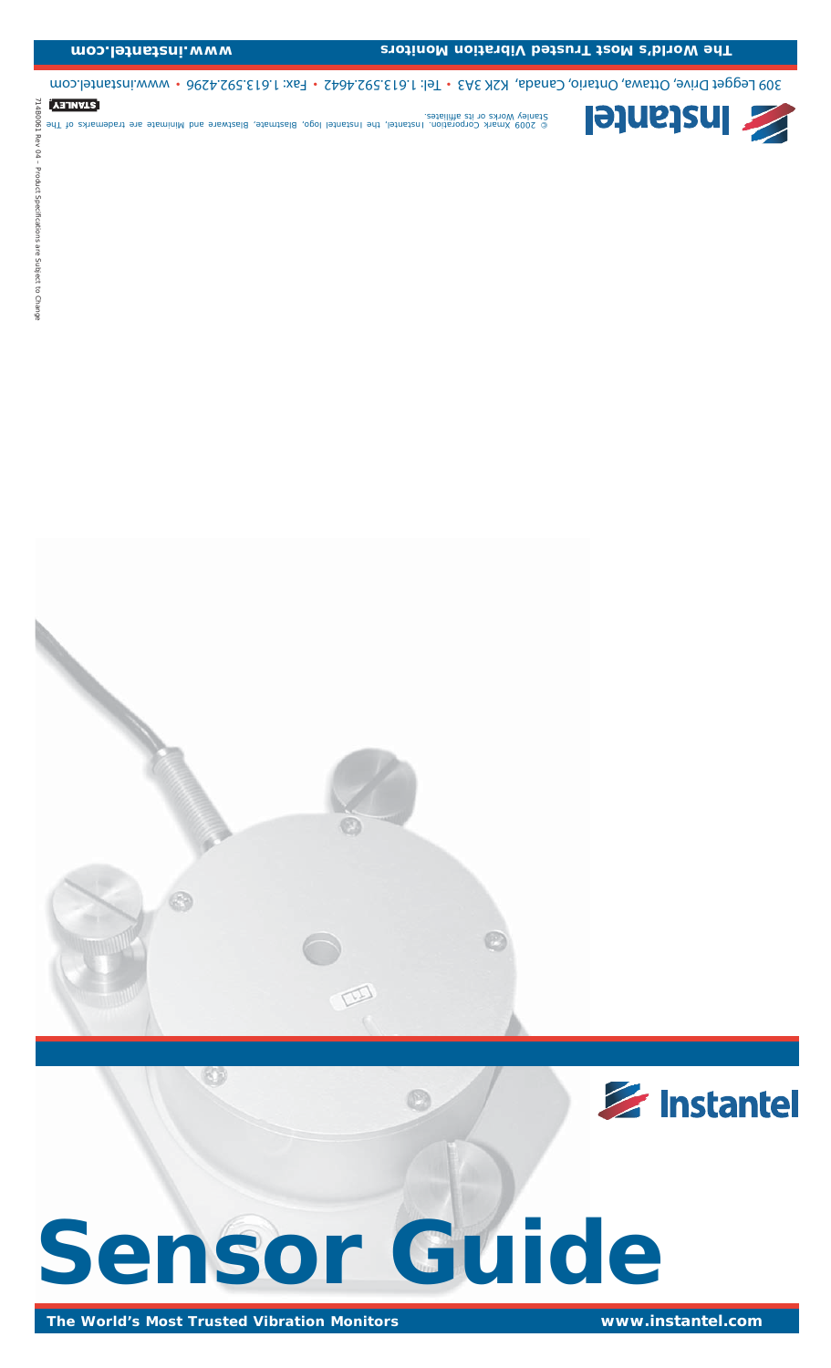The World's Most Trusted Vibration Monitors www.instantel.com

309 Legget Drive, Ottawa, Ontario, Canada, K2K 3A3 • Tel: 1.613.592.4642 • Fax: 1.613.592.4296 • www.instantel.com

Instantel

© 2009 Xmark Corporation. Instantel, the Instantel logo, Blastmate, Blastware and Minimate are trademarks of The Stanley Works or its affiliates.

STANLEY

714B0061 Rev 04 – Product Specifications are Subject to Change

Instantel

# Sensor Guide

The World's Most Trusted Vibration Monitors www.instantel.com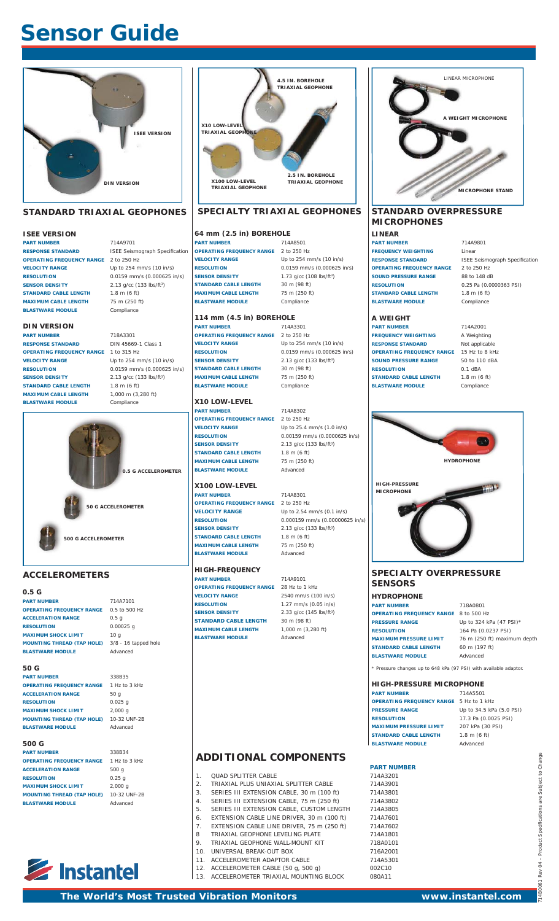# Sensor Guide

ISEE VERSION

DIN VERSION

## STANDARD TRIAXIAL GEOPHONES

### ISEE VERSION

| | |
|---|---|
| PART NUMBER | 714A9701 |
| RESPONSE STANDARD | ISEE Seismograph Specification |
| OPERATING FREQUENCY RANGE | 2 to 250 Hz |
| VELOCITY RANGE | Up to 254 mm/s (10 in/s) |
| RESOLUTION | 0.0159 mm/s (0.000625 in/s) |
| SENSOR DENSITY | 2.13 g/cc (133 lbs/ft³) |
| STANDARD CABLE LENGTH | 1.8 m (6 ft) |
| MAXIMUM CABLE LENGTH | 75 m (250 ft) |
| BLASTWARE MODULE | Compliance |

### DIN VERSION

| | |
|---|---|
| PART NUMBER | 718A3301 |
| RESPONSE STANDARD | DIN 45669-1 Class 1 |
| OPERATING FREQUENCY RANGE | 1 to 315 Hz |
| VELOCITY RANGE | Up to 254 mm/s (10 in/s) |
| RESOLUTION | 0.0159 mm/s (0.000625 in/s) |
| SENSOR DENSITY | 2.13 g/cc (133 lbs/ft³) |
| STANDARD CABLE LENGTH | 1.8 m (6 ft) |
| MAXIMUM CABLE LENGTH | 1,000 m (3,280 ft) |
| BLASTWARE MODULE | Compliance |

0.5 G ACCELEROMETER

50 G ACCELEROMETER

500 G ACCELEROMETER

## ACCELEROMETERS

### 0.5 G

| | |
|---|---|
| PART NUMBER | 714A7101 |
| OPERATING FREQUENCY RANGE | 0.5 to 500 Hz |
| ACCELERATION RANGE | 0.5 g |
| RESOLUTION | 0.00025 g |
| MAXIMUM SHOCK LIMIT | 10 g |
| MOUNTING THREAD (TAP HOLE) | 3/8 - 16 tapped hole |
| BLASTWARE MODULE | Advanced |

### 50 G

| | |
|---|---|
| PART NUMBER | 338B35 |
| OPERATING FREQUENCY RANGE | 1 Hz to 3 kHz |
| ACCELERATION RANGE | 50 g |
| RESOLUTION | 0.025 g |
| MAXIMUM SHOCK LIMIT | 2,000 g |
| MOUNTING THREAD (TAP HOLE) | 10-32 UNF-2B |
| BLASTWARE MODULE | Advanced |

### 500 G

| | |
|---|---|
| PART NUMBER | 338B34 |
| OPERATING FREQUENCY RANGE | 1 Hz to 3 kHz |
| ACCELERATION RANGE | 500 g |
| RESOLUTION | 0.25 g |
| MAXIMUM SHOCK LIMIT | 2,000 g |
| MOUNTING THREAD (TAP HOLE) | 10-32 UNF-2B |
| BLASTWARE MODULE | Advanced |

4.5 IN. BOREHOLE TRIAXIAL GEOPHONE

X10 LOW-LEVEL TRIAXIAL GEOPHONE

X100 LOW-LEVEL TRIAXIAL GEOPHONE

2.5 IN. BOREHOLE TRIAXIAL GEOPHONE

## SPECIALTY TRIAXIAL GEOPHONES

### 64 mm (2.5 in) BOREHOLE

| | |
|---|---|
| PART NUMBER | 714A8501 |
| OPERATING FREQUENCY RANGE | 2 to 250 Hz |
| VELOCITY RANGE | Up to 254 mm/s (10 in/s) |
| RESOLUTION | 0.0159 mm/s (0.000625 in/s) |
| SENSOR DENSITY | 1.73 g/cc (108 lbs/ft³) |
| STANDARD CABLE LENGTH | 30 m (98 ft) |
| MAXIMUM CABLE LENGTH | 75 m (250 ft) |
| BLASTWARE MODULE | Compliance |

### 114 mm (4.5 in) BOREHOLE

| | |
|---|---|
| PART NUMBER | 714A3301 |
| OPERATING FREQUENCY RANGE | 2 to 250 Hz |
| VELOCITY RANGE | Up to 254 mm/s (10 in/s) |
| RESOLUTION | 0.0159 mm/s (0.000625 in/s) |
| SENSOR DENSITY | 2.13 g/cc (133 lbs/ft³) |
| STANDARD CABLE LENGTH | 30 m (98 ft) |
| MAXIMUM CABLE LENGTH | 75 m (250 ft) |
| BLASTWARE MODULE | Compliance |

### X10 LOW-LEVEL

| | |
|---|---|
| PART NUMBER | 714A8302 |
| OPERATING FREQUENCY RANGE | 2 to 250 Hz |
| VELOCITY RANGE | Up to 25.4 mm/s (1.0 in/s) |
| RESOLUTION | 0.00159 mm/s (0.0000625 in/s) |
| SENSOR DENSITY | 2.13 g/cc (133 lbs/ft³) |
| STANDARD CABLE LENGTH | 1.8 m (6 ft) |
| MAXIMUM CABLE LENGTH | 75 m (250 ft) |
| BLASTWARE MODULE | Advanced |

### X100 LOW-LEVEL

| | |
|---|---|
| PART NUMBER | 714A8301 |
| OPERATING FREQUENCY RANGE | 2 to 250 Hz |
| VELOCITY RANGE | Up to 2.54 mm/s (0.1 in/s) |
| RESOLUTION | 0.000159 mm/s (0.00000625 in/s) |
| SENSOR DENSITY | 2.13 g/cc (133 lbs/ft³) |
| STANDARD CABLE LENGTH | 1.8 m (6 ft) |
| MAXIMUM CABLE LENGTH | 75 m (250 ft) |
| BLASTWARE MODULE | Advanced |

### HIGH-FREQUENCY

| | |
|---|---|
| PART NUMBER | 714A9101 |
| OPERATING FREQUENCY RANGE | 28 Hz to 1 kHz |
| VELOCITY RANGE | 2540 mm/s (100 in/s) |
| RESOLUTION | 1.27 mm/s (0.05 in/s) |
| SENSOR DENSITY | 2.33 g/cc (145 lbs/ft³) |
| STANDARD CABLE LENGTH | 30 m (98 ft) |
| MAXIMUM CABLE LENGTH | 1,000 m (3,280 ft) |
| BLASTWARE MODULE | Advanced |

LINEAR MICROPHONE

A WEIGHT MICROPHONE

MICROPHONE STAND

## STANDARD OVERPRESSURE MICROPHONES

### LINEAR

| | |
|---|---|
| PART NUMBER | 714A9801 |
| FREQUENCY WEIGHTING | Linear |
| RESPONSE STANDARD | ISEE Seismograph Specification |
| OPERATING FREQUENCY RANGE | 2 to 250 Hz |
| SOUND PRESSURE RANGE | 88 to 148 dB |
| RESOLUTION | 0.25 Pa (0.0000363 PSI) |
| STANDARD CABLE LENGTH | 1.8 m (6 ft) |
| BLASTWARE MODULE | Compliance |

### A WEIGHT

| | |
|---|---|
| PART NUMBER | 714A2001 |
| FREQUENCY WEIGHTING | A Weighting |
| RESPONSE STANDARD | Not applicable |
| OPERATING FREQUENCY RANGE | 15 Hz to 8 kHz |
| SOUND PRESSURE RANGE | 50 to 110 dBA |
| RESOLUTION | 0.1 dBA |
| STANDARD CABLE LENGTH | 1.8 m (6 ft) |
| BLASTWARE MODULE | Compliance |

HYDROPHONE

HIGH-PRESSURE MICROPHONE

## SPECIALTY OVERPRESSURE SENSORS

### HYDROPHONE

| | |
|---|---|
| PART NUMBER | 718A0801 |
| OPERATING FREQUENCY RANGE | 8 to 500 Hz |
| PRESSURE RANGE | Up to 324 kPa (47 PSI)* |
| RESOLUTION | 164 Pa (0.0237 PSI) |
| MAXIMUM PRESSURE LIMIT | 76 m (250 ft) maximum depth |
| STANDARD CABLE LENGTH | 60 m (197 ft) |
| BLASTWARE MODULE | Advanced |

\* Pressure changes up to 648 kPa (97 PSI) with available adaptor.

### HIGH-PRESSURE MICROPHONE

| | |
|---|---|
| PART NUMBER | 714A5501 |
| OPERATING FREQUENCY RANGE | 5 Hz to 1 kHz |
| PRESSURE RANGE | Up to 34.5 kPa (5.0 PSI) |
| RESOLUTION | 17.3 Pa (0.0025 PSI) |
| MAXIMUM PRESSURE LIMIT | 207 kPa (30 PSI) |
| STANDARD CABLE LENGTH | 1.8 m (6 ft) |
| BLASTWARE MODULE | Advanced |

## ADDITIONAL COMPONENTS

| | | PART NUMBER |
|---|---|---|
| 1. | QUAD SPLITTER CABLE | 714A3201 |
| 2. | TRIAXIAL PLUS UNIAXIAL SPLITTER CABLE | 714A3901 |
| 3. | SERIES III EXTENSION CABLE, 30 m (100 ft) | 714A3801 |
| 4. | SERIES III EXTENSION CABLE, 75 m (250 ft) | 714A3802 |
| 5. | SERIES III EXTENSION CABLE, CUSTOM LENGTH | 714A3805 |
| 6. | EXTENSION CABLE LINE DRIVER, 30 m (100 ft) | 714A7601 |
| 7. | EXTENSION CABLE LINE DRIVER, 75 m (250 ft) | 714A7602 |
| 8 | TRIAXIAL GEOPHONE LEVELING PLATE | 714A1801 |
| 9. | TRIAXIAL GEOPHONE WALL-MOUNT KIT | 718A0101 |
| 10. | UNIVERSAL BREAK-OUT BOX | 716A2001 |
| 11. | ACCELEROMETER ADAPTOR CABLE | 714A5301 |
| 12. | ACCELEROMETER CABLE (50 g, 500 g) | 002C10 |
| 13. | ACCELEROMETER TRIAXIAL MOUNTING BLOCK | 080A11 |

Instantel

The World's Most Trusted Vibration Monitors www.instantel.com

714B0061 Rev 04 – Product Specifications are Subject to Change